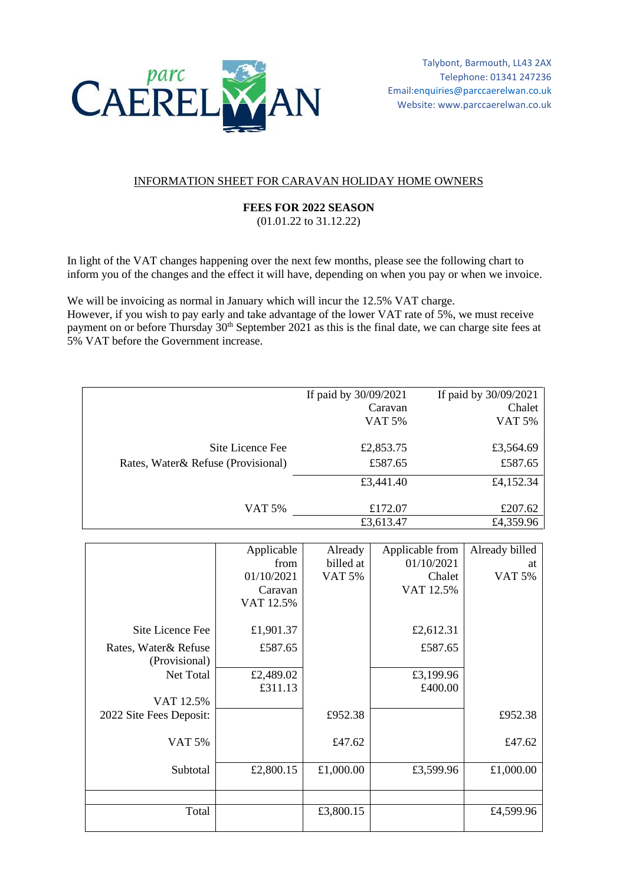parc CAERELWAN

Talybont, Barmouth, LL43 2AX
Telephone: 01341 247236
Email:enquiries@parccaerelwan.co.uk
Website: www.parccaerelwan.co.uk

INFORMATION SHEET FOR CARAVAN HOLIDAY HOME OWNERS

**FEES FOR 2022 SEASON**
(01.01.22 to 31.12.22)

In light of the VAT changes happening over the next few months, please see the following chart to inform you of the changes and the effect it will have, depending on when you pay or when we invoice.

We will be invoicing as normal in January which will incur the 12.5% VAT charge.
However, if you wish to pay early and take advantage of the lower VAT rate of 5%, we must receive payment on or before Thursday 30th September 2021 as this is the final date, we can charge site fees at 5% VAT before the Government increase.

| | If paid by 30/09/2021 Caravan VAT 5% | If paid by 30/09/2021 Chalet VAT 5% |
|---|---|---|
| Site Licence Fee | £2,853.75 | £3,564.69 |
| Rates, Water& Refuse (Provisional) | £587.65 | £587.65 |
| | £3,441.40 | £4,152.34 |
| VAT 5% | £172.07 | £207.62 |
| | £3,613.47 | £4,359.96 |

| | Applicable from 01/10/2021 Caravan VAT 12.5% | Already billed at VAT 5% | Applicable from 01/10/2021 Chalet VAT 12.5% | Already billed at VAT 5% |
|---|---|---|---|---|
| Site Licence Fee | £1,901.37 | | £2,612.31 | |
| Rates, Water& Refuse (Provisional) | £587.65 | | £587.65 | |
| Net Total | £2,489.02 | | £3,199.96 | |
| VAT 12.5% | £311.13 | | £400.00 | |
| 2022 Site Fees Deposit: | | £952.38 | | £952.38 |
| VAT 5% | | £47.62 | | £47.62 |
| Subtotal | £2,800.15 | £1,000.00 | £3,599.96 | £1,000.00 |
| | | | | |
| Total | | £3,800.15 | | £4,599.96 |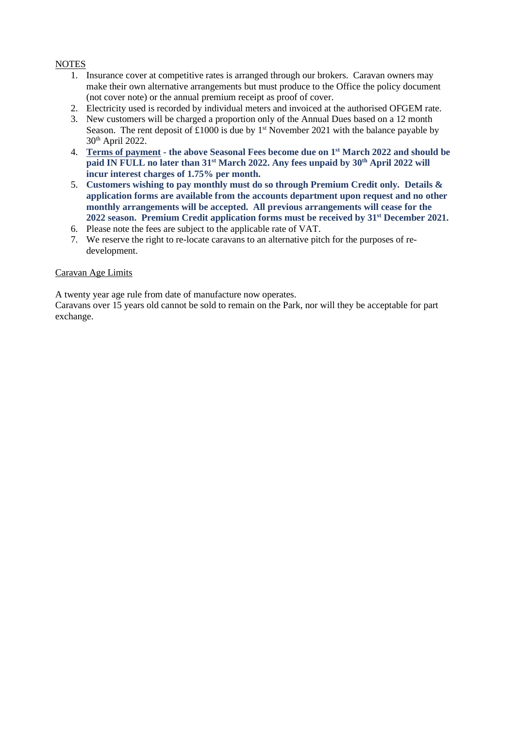NOTES

1. Insurance cover at competitive rates is arranged through our brokers. Caravan owners may make their own alternative arrangements but must produce to the Office the policy document (not cover note) or the annual premium receipt as proof of cover.
2. Electricity used is recorded by individual meters and invoiced at the authorised OFGEM rate.
3. New customers will be charged a proportion only of the Annual Dues based on a 12 month Season. The rent deposit of £1000 is due by 1st November 2021 with the balance payable by 30th April 2022.
4. **Terms of payment - the above Seasonal Fees become due on 1st March 2022 and should be paid IN FULL no later than 31st March 2022. Any fees unpaid by 30th April 2022 will incur interest charges of 1.75% per month.**
5. **Customers wishing to pay monthly must do so through Premium Credit only. Details & application forms are available from the accounts department upon request and no other monthly arrangements will be accepted. All previous arrangements will cease for the 2022 season. Premium Credit application forms must be received by 31st December 2021.**
6. Please note the fees are subject to the applicable rate of VAT.
7. We reserve the right to re-locate caravans to an alternative pitch for the purposes of re-development.

Caravan Age Limits

A twenty year age rule from date of manufacture now operates.
Caravans over 15 years old cannot be sold to remain on the Park, nor will they be acceptable for part exchange.